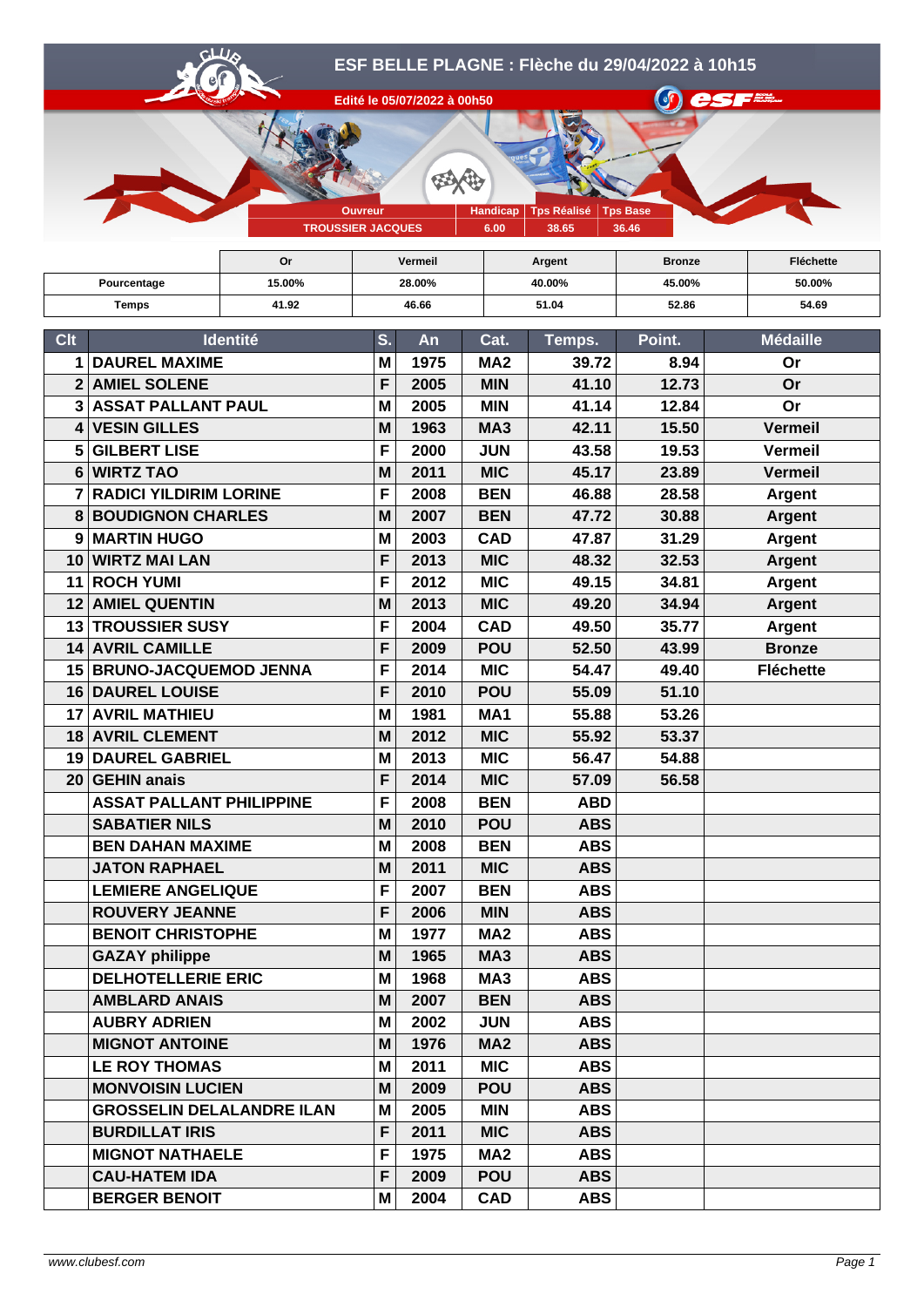# ESF BELLE PLAGNE : Flèche du 29/04/2022 à 10h15

Edité le 05/07/2022 à 00h50

| Ouvreur | Handicap | Tps Réalisé | Tps Base |
|---|---|---|---|
| TROUSSIER JACQUES | 6.00 | 38.65 | 36.46 |

| | Or | Vermeil | Argent | Bronze | Fléchette |
|---|---|---|---|---|---|
| Pourcentage | 15.00% | 28.00% | 40.00% | 45.00% | 50.00% |
| Temps | 41.92 | 46.66 | 51.04 | 52.86 | 54.69 |

| Clt | Identité | S. | An | Cat. | Temps. | Point. | Médaille |
|---|---|---|---|---|---|---|---|
| 1 | DAUREL MAXIME | M | 1975 | MA2 | 39.72 | 8.94 | Or |
| 2 | AMIEL SOLENE | F | 2005 | MIN | 41.10 | 12.73 | Or |
| 3 | ASSAT PALLANT PAUL | M | 2005 | MIN | 41.14 | 12.84 | Or |
| 4 | VESIN GILLES | M | 1963 | MA3 | 42.11 | 15.50 | Vermeil |
| 5 | GILBERT LISE | F | 2000 | JUN | 43.58 | 19.53 | Vermeil |
| 6 | WIRTZ TAO | M | 2011 | MIC | 45.17 | 23.89 | Vermeil |
| 7 | RADICI YILDIRIM LORINE | F | 2008 | BEN | 46.88 | 28.58 | Argent |
| 8 | BOUDIGNON CHARLES | M | 2007 | BEN | 47.72 | 30.88 | Argent |
| 9 | MARTIN HUGO | M | 2003 | CAD | 47.87 | 31.29 | Argent |
| 10 | WIRTZ MAI LAN | F | 2013 | MIC | 48.32 | 32.53 | Argent |
| 11 | ROCH YUMI | F | 2012 | MIC | 49.15 | 34.81 | Argent |
| 12 | AMIEL QUENTIN | M | 2013 | MIC | 49.20 | 34.94 | Argent |
| 13 | TROUSSIER SUSY | F | 2004 | CAD | 49.50 | 35.77 | Argent |
| 14 | AVRIL CAMILLE | F | 2009 | POU | 52.50 | 43.99 | Bronze |
| 15 | BRUNO-JACQUEMOD JENNA | F | 2014 | MIC | 54.47 | 49.40 | Fléchette |
| 16 | DAUREL LOUISE | F | 2010 | POU | 55.09 | 51.10 | |
| 17 | AVRIL MATHIEU | M | 1981 | MA1 | 55.88 | 53.26 | |
| 18 | AVRIL CLEMENT | M | 2012 | MIC | 55.92 | 53.37 | |
| 19 | DAUREL GABRIEL | M | 2013 | MIC | 56.47 | 54.88 | |
| 20 | GEHIN anais | F | 2014 | MIC | 57.09 | 56.58 | |
| | ASSAT PALLANT PHILIPPINE | F | 2008 | BEN | ABD | | |
| | SABATIER NILS | M | 2010 | POU | ABS | | |
| | BEN DAHAN MAXIME | M | 2008 | BEN | ABS | | |
| | JATON RAPHAEL | M | 2011 | MIC | ABS | | |
| | LEMIERE ANGELIQUE | F | 2007 | BEN | ABS | | |
| | ROUVERY JEANNE | F | 2006 | MIN | ABS | | |
| | BENOIT CHRISTOPHE | M | 1977 | MA2 | ABS | | |
| | GAZAY philippe | M | 1965 | MA3 | ABS | | |
| | DELHOTELLERIE ERIC | M | 1968 | MA3 | ABS | | |
| | AMBLARD ANAIS | M | 2007 | BEN | ABS | | |
| | AUBRY ADRIEN | M | 2002 | JUN | ABS | | |
| | MIGNOT ANTOINE | M | 1976 | MA2 | ABS | | |
| | LE ROY THOMAS | M | 2011 | MIC | ABS | | |
| | MONVOISIN LUCIEN | M | 2009 | POU | ABS | | |
| | GROSSELIN DELALANDRE ILAN | M | 2005 | MIN | ABS | | |
| | BURDILLAT IRIS | F | 2011 | MIC | ABS | | |
| | MIGNOT NATHAELE | F | 1975 | MA2 | ABS | | |
| | CAU-HATEM IDA | F | 2009 | POU | ABS | | |
| | BERGER BENOIT | M | 2004 | CAD | ABS | | |

*www.clubesf.com*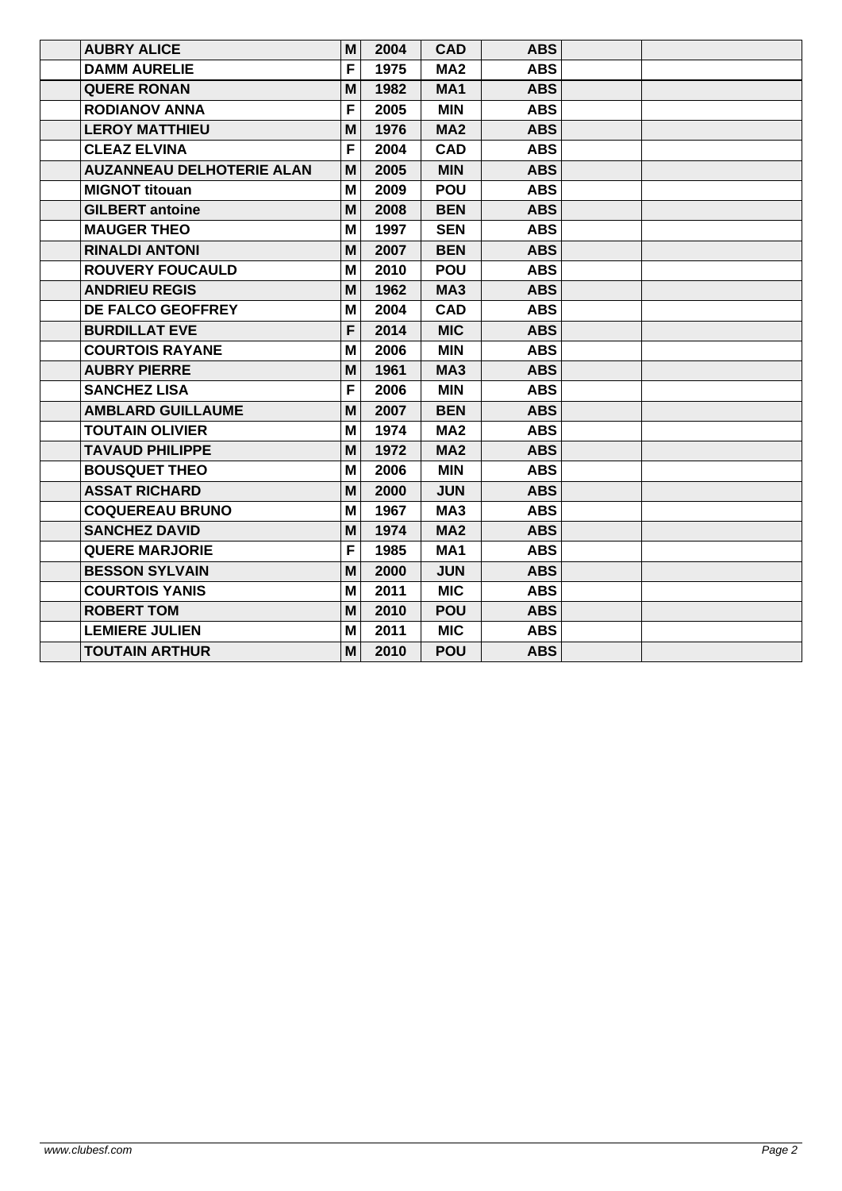| | | | | | | | |
|---|---|---|---|---|---|---|---|
| | **AUBRY ALICE** | **M** | **2004** | **CAD** | **ABS** | | |
| | **DAMM AURELIE** | **F** | **1975** | **MA2** | **ABS** | | |
| | **QUERE RONAN** | **M** | **1982** | **MA1** | **ABS** | | |
| | **RODIANOV ANNA** | **F** | **2005** | **MIN** | **ABS** | | |
| | **LEROY MATTHIEU** | **M** | **1976** | **MA2** | **ABS** | | |
| | **CLEAZ ELVINA** | **F** | **2004** | **CAD** | **ABS** | | |
| | **AUZANNEAU DELHOTERIE ALAN** | **M** | **2005** | **MIN** | **ABS** | | |
| | **MIGNOT titouan** | **M** | **2009** | **POU** | **ABS** | | |
| | **GILBERT antoine** | **M** | **2008** | **BEN** | **ABS** | | |
| | **MAUGER THEO** | **M** | **1997** | **SEN** | **ABS** | | |
| | **RINALDI ANTONI** | **M** | **2007** | **BEN** | **ABS** | | |
| | **ROUVERY FOUCAULD** | **M** | **2010** | **POU** | **ABS** | | |
| | **ANDRIEU REGIS** | **M** | **1962** | **MA3** | **ABS** | | |
| | **DE FALCO GEOFFREY** | **M** | **2004** | **CAD** | **ABS** | | |
| | **BURDILLAT EVE** | **F** | **2014** | **MIC** | **ABS** | | |
| | **COURTOIS RAYANE** | **M** | **2006** | **MIN** | **ABS** | | |
| | **AUBRY PIERRE** | **M** | **1961** | **MA3** | **ABS** | | |
| | **SANCHEZ LISA** | **F** | **2006** | **MIN** | **ABS** | | |
| | **AMBLARD GUILLAUME** | **M** | **2007** | **BEN** | **ABS** | | |
| | **TOUTAIN OLIVIER** | **M** | **1974** | **MA2** | **ABS** | | |
| | **TAVAUD PHILIPPE** | **M** | **1972** | **MA2** | **ABS** | | |
| | **BOUSQUET THEO** | **M** | **2006** | **MIN** | **ABS** | | |
| | **ASSAT RICHARD** | **M** | **2000** | **JUN** | **ABS** | | |
| | **COQUEREAU BRUNO** | **M** | **1967** | **MA3** | **ABS** | | |
| | **SANCHEZ DAVID** | **M** | **1974** | **MA2** | **ABS** | | |
| | **QUERE MARJORIE** | **F** | **1985** | **MA1** | **ABS** | | |
| | **BESSON SYLVAIN** | **M** | **2000** | **JUN** | **ABS** | | |
| | **COURTOIS YANIS** | **M** | **2011** | **MIC** | **ABS** | | |
| | **ROBERT TOM** | **M** | **2010** | **POU** | **ABS** | | |
| | **LEMIERE JULIEN** | **M** | **2011** | **MIC** | **ABS** | | |
| | **TOUTAIN ARTHUR** | **M** | **2010** | **POU** | **ABS** | | |